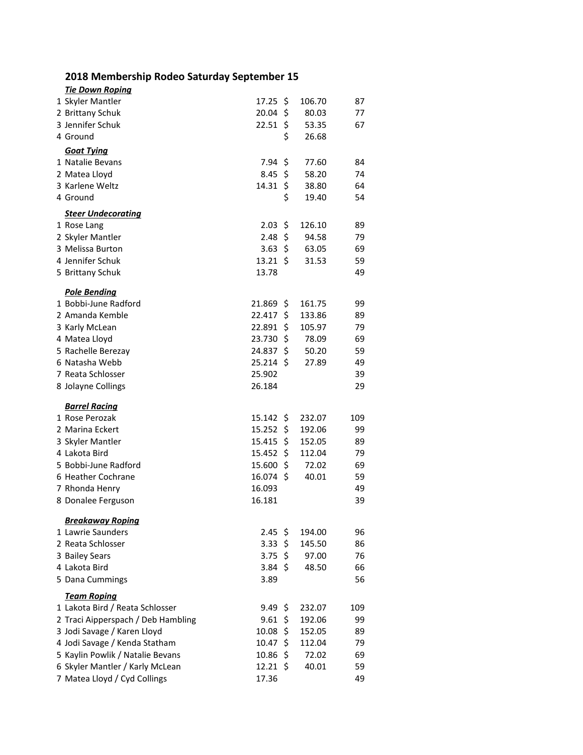## 2018 Membership Rodeo Saturday September 15

### *Tie Down Roping*

| | Name | Time | Payout | Points |
|---|---|---|---|---|
| 1 | Skyler Mantler | 17.25 | $ 106.70 | 87 |
| 2 | Brittany Schuk | 20.04 | $ 80.03 | 77 |
| 3 | Jennifer Schuk | 22.51 | $ 53.35 | 67 |
| 4 | Ground | | $ 26.68 | |

### *Goat Tying*

| | Name | Time | Payout | Points |
|---|---|---|---|---|
| 1 | Natalie Bevans | 7.94 | $ 77.60 | 84 |
| 2 | Matea Lloyd | 8.45 | $ 58.20 | 74 |
| 3 | Karlene Weltz | 14.31 | $ 38.80 | 64 |
| 4 | Ground | | $ 19.40 | 54 |

### *Steer Undecorating*

| | Name | Time | Payout | Points |
|---|---|---|---|---|
| 1 | Rose Lang | 2.03 | $ 126.10 | 89 |
| 2 | Skyler Mantler | 2.48 | $ 94.58 | 79 |
| 3 | Melissa Burton | 3.63 | $ 63.05 | 69 |
| 4 | Jennifer Schuk | 13.21 | $ 31.53 | 59 |
| 5 | Brittany Schuk | 13.78 | | 49 |

### *Pole Bending*

| | Name | Time | Payout | Points |
|---|---|---|---|---|
| 1 | Bobbi-June Radford | 21.869 | $ 161.75 | 99 |
| 2 | Amanda Kemble | 22.417 | $ 133.86 | 89 |
| 3 | Karly McLean | 22.891 | $ 105.97 | 79 |
| 4 | Matea Lloyd | 23.730 | $ 78.09 | 69 |
| 5 | Rachelle Berezay | 24.837 | $ 50.20 | 59 |
| 6 | Natasha Webb | 25.214 | $ 27.89 | 49 |
| 7 | Reata Schlosser | 25.902 | | 39 |
| 8 | Jolayne Collings | 26.184 | | 29 |

### *Barrel Racing*

| | Name | Time | Payout | Points |
|---|---|---|---|---|
| 1 | Rose Perozak | 15.142 | $ 232.07 | 109 |
| 2 | Marina Eckert | 15.252 | $ 192.06 | 99 |
| 3 | Skyler Mantler | 15.415 | $ 152.05 | 89 |
| 4 | Lakota Bird | 15.452 | $ 112.04 | 79 |
| 5 | Bobbi-June Radford | 15.600 | $ 72.02 | 69 |
| 6 | Heather Cochrane | 16.074 | $ 40.01 | 59 |
| 7 | Rhonda Henry | 16.093 | | 49 |
| 8 | Donalee Ferguson | 16.181 | | 39 |

### *Breakaway Roping*

| | Name | Time | Payout | Points |
|---|---|---|---|---|
| 1 | Lawrie Saunders | 2.45 | $ 194.00 | 96 |
| 2 | Reata Schlosser | 3.33 | $ 145.50 | 86 |
| 3 | Bailey Sears | 3.75 | $ 97.00 | 76 |
| 4 | Lakota Bird | 3.84 | $ 48.50 | 66 |
| 5 | Dana Cummings | 3.89 | | 56 |

### *Team Roping*

| | Name | Time | Payout | Points |
|---|---|---|---|---|
| 1 | Lakota Bird / Reata Schlosser | 9.49 | $ 232.07 | 109 |
| 2 | Traci Aipperspach / Deb Hambling | 9.61 | $ 192.06 | 99 |
| 3 | Jodi Savage / Karen Lloyd | 10.08 | $ 152.05 | 89 |
| 4 | Jodi Savage / Kenda Statham | 10.47 | $ 112.04 | 79 |
| 5 | Kaylin Powlik / Natalie Bevans | 10.86 | $ 72.02 | 69 |
| 6 | Skyler Mantler / Karly McLean | 12.21 | $ 40.01 | 59 |
| 7 | Matea Lloyd / Cyd Collings | 17.36 | | 49 |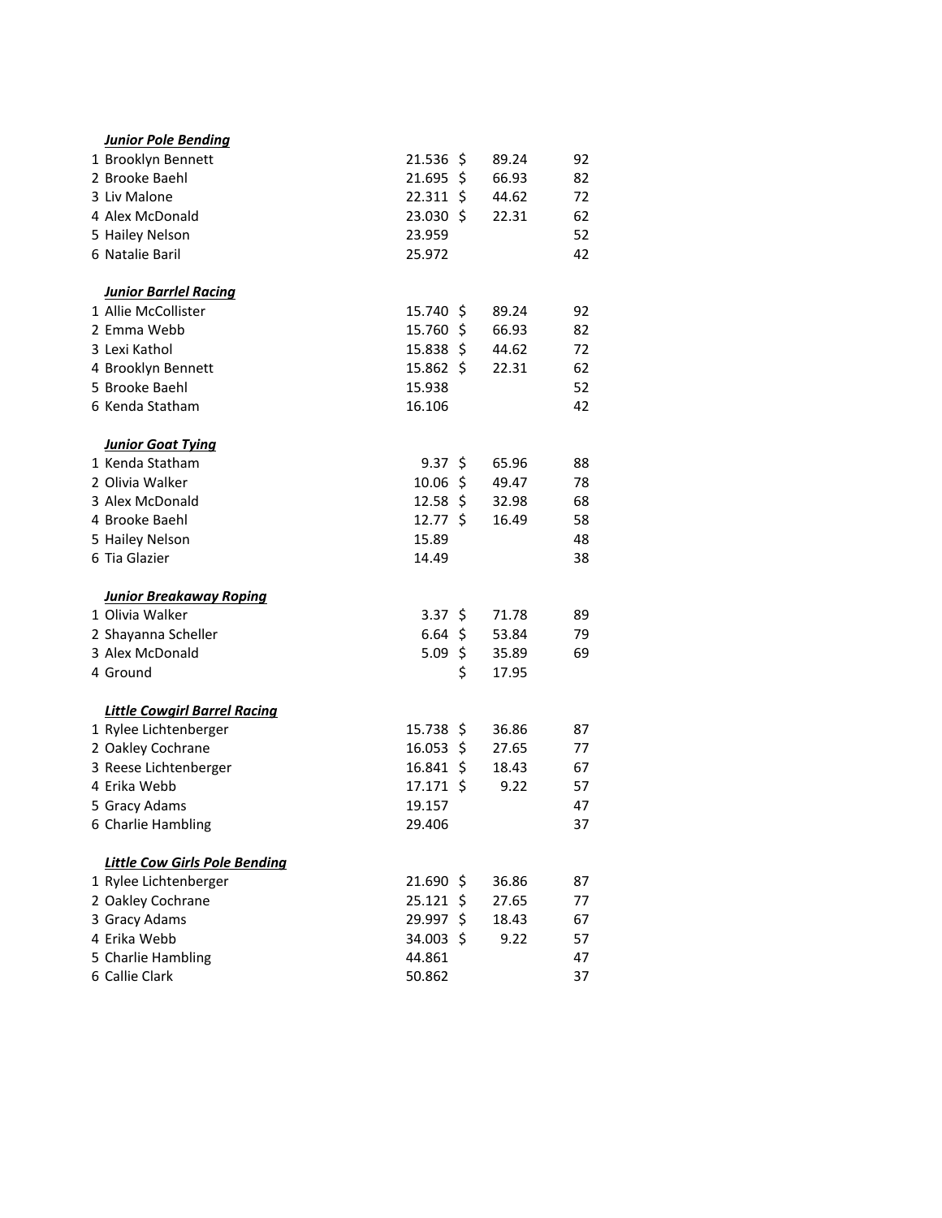***Junior Pole Bending***

| | | | | | |
|---|---|---|---|---|---|
| 1 | Brooklyn Bennett | 21.536 | $ | 89.24 | 92 |
| 2 | Brooke Baehl | 21.695 | $ | 66.93 | 82 |
| 3 | Liv Malone | 22.311 | $ | 44.62 | 72 |
| 4 | Alex McDonald | 23.030 | $ | 22.31 | 62 |
| 5 | Hailey Nelson | 23.959 | | | 52 |
| 6 | Natalie Baril | 25.972 | | | 42 |

***Junior Barrlel Racing***

| | | | | | |
|---|---|---|---|---|---|
| 1 | Allie McCollister | 15.740 | $ | 89.24 | 92 |
| 2 | Emma Webb | 15.760 | $ | 66.93 | 82 |
| 3 | Lexi Kathol | 15.838 | $ | 44.62 | 72 |
| 4 | Brooklyn Bennett | 15.862 | $ | 22.31 | 62 |
| 5 | Brooke Baehl | 15.938 | | | 52 |
| 6 | Kenda Statham | 16.106 | | | 42 |

***Junior Goat Tying***

| | | | | | |
|---|---|---|---|---|---|
| 1 | Kenda Statham | 9.37 | $ | 65.96 | 88 |
| 2 | Olivia Walker | 10.06 | $ | 49.47 | 78 |
| 3 | Alex McDonald | 12.58 | $ | 32.98 | 68 |
| 4 | Brooke Baehl | 12.77 | $ | 16.49 | 58 |
| 5 | Hailey Nelson | 15.89 | | | 48 |
| 6 | Tia Glazier | 14.49 | | | 38 |

***Junior Breakaway Roping***

| | | | | | |
|---|---|---|---|---|---|
| 1 | Olivia Walker | 3.37 | $ | 71.78 | 89 |
| 2 | Shayanna Scheller | 6.64 | $ | 53.84 | 79 |
| 3 | Alex McDonald | 5.09 | $ | 35.89 | 69 |
| 4 | Ground | | $ | 17.95 | |

***Little Cowgirl Barrel Racing***

| | | | | | |
|---|---|---|---|---|---|
| 1 | Rylee Lichtenberger | 15.738 | $ | 36.86 | 87 |
| 2 | Oakley Cochrane | 16.053 | $ | 27.65 | 77 |
| 3 | Reese Lichtenberger | 16.841 | $ | 18.43 | 67 |
| 4 | Erika Webb | 17.171 | $ | 9.22 | 57 |
| 5 | Gracy Adams | 19.157 | | | 47 |
| 6 | Charlie Hambling | 29.406 | | | 37 |

***Little Cow Girls Pole Bending***

| | | | | | |
|---|---|---|---|---|---|
| 1 | Rylee Lichtenberger | 21.690 | $ | 36.86 | 87 |
| 2 | Oakley Cochrane | 25.121 | $ | 27.65 | 77 |
| 3 | Gracy Adams | 29.997 | $ | 18.43 | 67 |
| 4 | Erika Webb | 34.003 | $ | 9.22 | 57 |
| 5 | Charlie Hambling | 44.861 | | | 47 |
| 6 | Callie Clark | 50.862 | | | 37 |